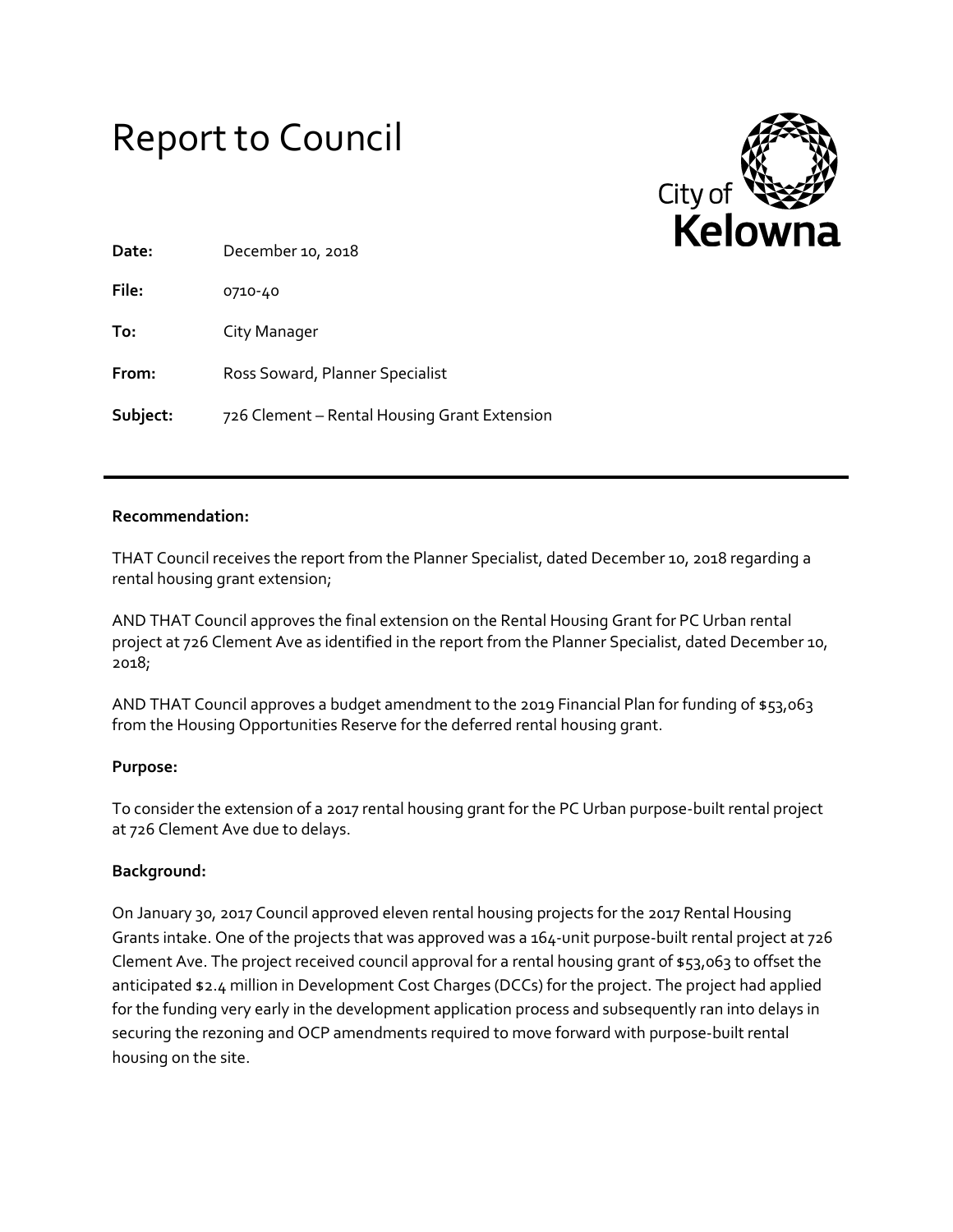# Report to Council

City of Kelowna

**Date:** December 10, 2018

**File:** 0710-40

**To:** City Manager

**From:** Ross Soward, Planner Specialist

**Subject:** 726 Clement – Rental Housing Grant Extension

---

**Recommendation:**

THAT Council receives the report from the Planner Specialist, dated December 10, 2018 regarding a rental housing grant extension;

AND THAT Council approves the final extension on the Rental Housing Grant for PC Urban rental project at 726 Clement Ave as identified in the report from the Planner Specialist, dated December 10, 2018;

AND THAT Council approves a budget amendment to the 2019 Financial Plan for funding of $53,063 from the Housing Opportunities Reserve for the deferred rental housing grant.

**Purpose:**

To consider the extension of a 2017 rental housing grant for the PC Urban purpose-built rental project at 726 Clement Ave due to delays.

**Background:**

On January 30, 2017 Council approved eleven rental housing projects for the 2017 Rental Housing Grants intake. One of the projects that was approved was a 164-unit purpose-built rental project at 726 Clement Ave. The project received council approval for a rental housing grant of $53,063 to offset the anticipated $2.4 million in Development Cost Charges (DCCs) for the project. The project had applied for the funding very early in the development application process and subsequently ran into delays in securing the rezoning and OCP amendments required to move forward with purpose-built rental housing on the site.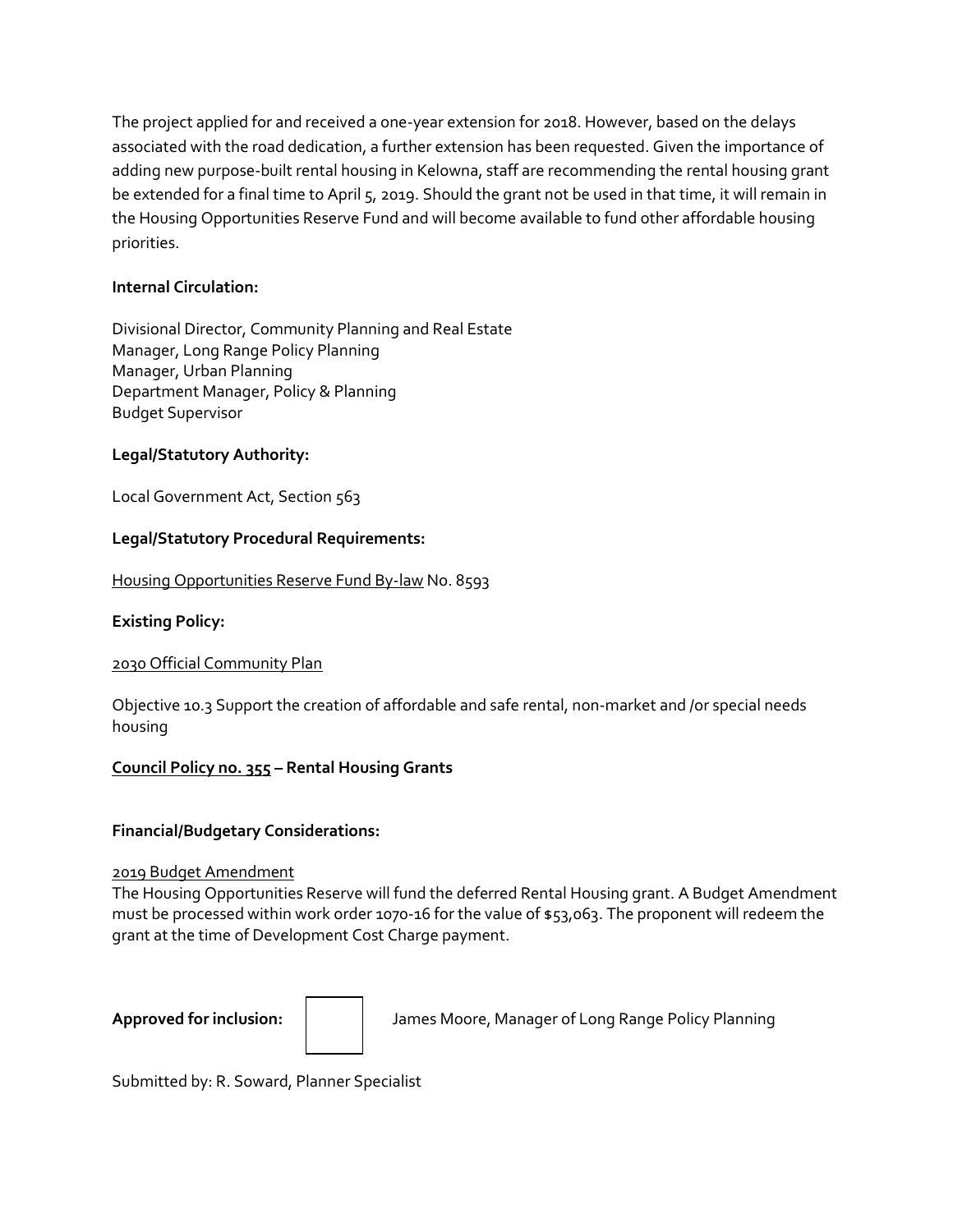The project applied for and received a one-year extension for 2018. However, based on the delays associated with the road dedication, a further extension has been requested. Given the importance of adding new purpose-built rental housing in Kelowna, staff are recommending the rental housing grant be extended for a final time to April 5, 2019. Should the grant not be used in that time, it will remain in the Housing Opportunities Reserve Fund and will become available to fund other affordable housing priorities.

**Internal Circulation:**

Divisional Director, Community Planning and Real Estate
Manager, Long Range Policy Planning
Manager, Urban Planning
Department Manager, Policy & Planning
Budget Supervisor

**Legal/Statutory Authority:**

Local Government Act, Section 563

**Legal/Statutory Procedural Requirements:**

Housing Opportunities Reserve Fund By-law No. 8593

**Existing Policy:**

2030 Official Community Plan

Objective 10.3 Support the creation of affordable and safe rental, non-market and /or special needs housing

**Council Policy no. 355 – Rental Housing Grants**

**Financial/Budgetary Considerations:**

2019 Budget Amendment
The Housing Opportunities Reserve will fund the deferred Rental Housing grant. A Budget Amendment must be processed within work order 1070-16 for the value of $53,063. The proponent will redeem the grant at the time of Development Cost Charge payment.

**Approved for inclusion:** James Moore, Manager of Long Range Policy Planning

Submitted by: R. Soward, Planner Specialist